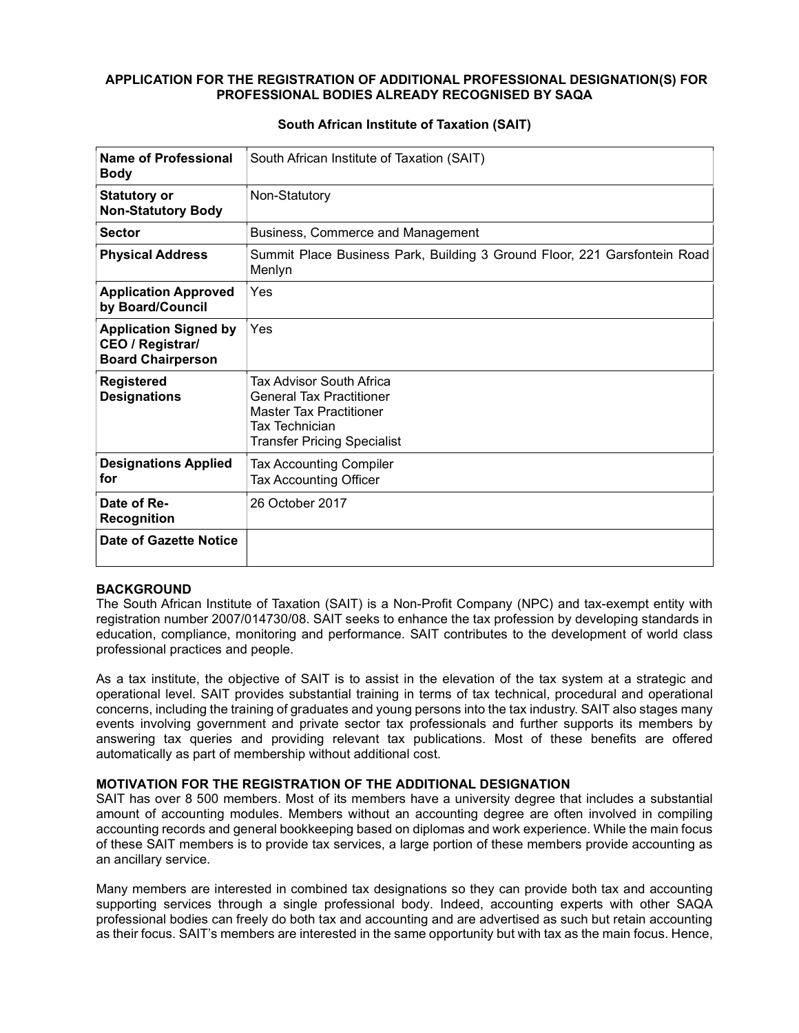**APPLICATION FOR THE REGISTRATION OF ADDITIONAL PROFESSIONAL DESIGNATION(S) FOR PROFESSIONAL BODIES ALREADY RECOGNISED BY SAQA**

**South African Institute of Taxation (SAIT)**

| **Name of Professional Body** | South African Institute of Taxation (SAIT) |
|---|---|
| **Statutory or Non-Statutory Body** | Non-Statutory |
| **Sector** | Business, Commerce and Management |
| **Physical Address** | Summit Place Business Park, Building 3 Ground Floor, 221 Garsfontein Road Menlyn |
| **Application Approved by Board/Council** | Yes |
| **Application Signed by CEO / Registrar/ Board Chairperson** | Yes |
| **Registered Designations** | Tax Advisor South Africa<br>General Tax Practitioner<br>Master Tax Practitioner<br>Tax Technician<br>Transfer Pricing Specialist |
| **Designations Applied for** | Tax Accounting Compiler<br>Tax Accounting Officer |
| **Date of Re-Recognition** | 26 October 2017 |
| **Date of Gazette Notice** | |

**BACKGROUND**

The South African Institute of Taxation (SAIT) is a Non-Profit Company (NPC) and tax-exempt entity with registration number 2007/014730/08. SAIT seeks to enhance the tax profession by developing standards in education, compliance, monitoring and performance. SAIT contributes to the development of world class professional practices and people.

As a tax institute, the objective of SAIT is to assist in the elevation of the tax system at a strategic and operational level. SAIT provides substantial training in terms of tax technical, procedural and operational concerns, including the training of graduates and young persons into the tax industry. SAIT also stages many events involving government and private sector tax professionals and further supports its members by answering tax queries and providing relevant tax publications. Most of these benefits are offered automatically as part of membership without additional cost.

**MOTIVATION FOR THE REGISTRATION OF THE ADDITIONAL DESIGNATION**

SAIT has over 8 500 members. Most of its members have a university degree that includes a substantial amount of accounting modules. Members without an accounting degree are often involved in compiling accounting records and general bookkeeping based on diplomas and work experience. While the main focus of these SAIT members is to provide tax services, a large portion of these members provide accounting as an ancillary service.

Many members are interested in combined tax designations so they can provide both tax and accounting supporting services through a single professional body. Indeed, accounting experts with other SAQA professional bodies can freely do both tax and accounting and are advertised as such but retain accounting as their focus. SAIT's members are interested in the same opportunity but with tax as the main focus. Hence,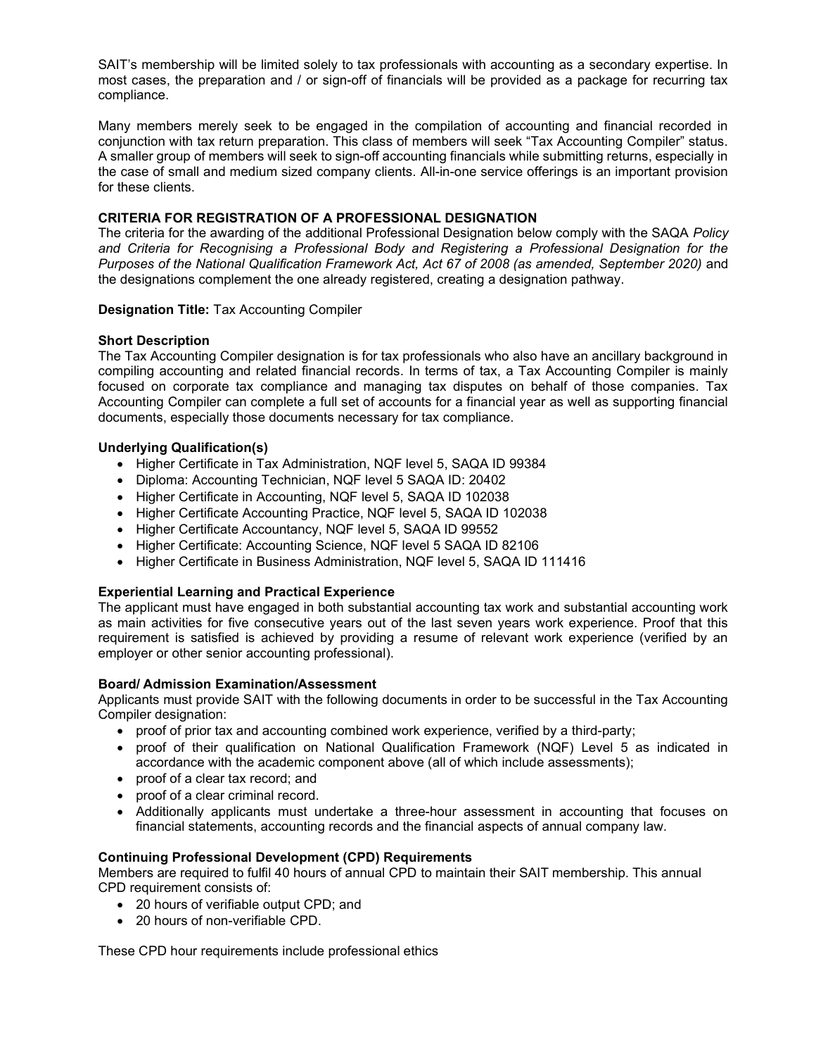SAIT's membership will be limited solely to tax professionals with accounting as a secondary expertise. In most cases, the preparation and / or sign-off of financials will be provided as a package for recurring tax compliance.

Many members merely seek to be engaged in the compilation of accounting and financial recorded in conjunction with tax return preparation. This class of members will seek "Tax Accounting Compiler" status. A smaller group of members will seek to sign-off accounting financials while submitting returns, especially in the case of small and medium sized company clients. All-in-one service offerings is an important provision for these clients.

**CRITERIA FOR REGISTRATION OF A PROFESSIONAL DESIGNATION**

The criteria for the awarding of the additional Professional Designation below comply with the SAQA *Policy and Criteria for Recognising a Professional Body and Registering a Professional Designation for the Purposes of the National Qualification Framework Act, Act 67 of 2008 (as amended, September 2020)* and the designations complement the one already registered, creating a designation pathway.

**Designation Title:** Tax Accounting Compiler

**Short Description**

The Tax Accounting Compiler designation is for tax professionals who also have an ancillary background in compiling accounting and related financial records. In terms of tax, a Tax Accounting Compiler is mainly focused on corporate tax compliance and managing tax disputes on behalf of those companies. Tax Accounting Compiler can complete a full set of accounts for a financial year as well as supporting financial documents, especially those documents necessary for tax compliance.

**Underlying Qualification(s)**

- Higher Certificate in Tax Administration, NQF level 5, SAQA ID 99384
- Diploma: Accounting Technician, NQF level 5 SAQA ID: 20402
- Higher Certificate in Accounting, NQF level 5, SAQA ID 102038
- Higher Certificate Accounting Practice, NQF level 5, SAQA ID 102038
- Higher Certificate Accountancy, NQF level 5, SAQA ID 99552
- Higher Certificate: Accounting Science, NQF level 5 SAQA ID 82106
- Higher Certificate in Business Administration, NQF level 5, SAQA ID 111416

**Experiential Learning and Practical Experience**

The applicant must have engaged in both substantial accounting tax work and substantial accounting work as main activities for five consecutive years out of the last seven years work experience. Proof that this requirement is satisfied is achieved by providing a resume of relevant work experience (verified by an employer or other senior accounting professional).

**Board/ Admission Examination/Assessment**

Applicants must provide SAIT with the following documents in order to be successful in the Tax Accounting Compiler designation:

- proof of prior tax and accounting combined work experience, verified by a third-party;
- proof of their qualification on National Qualification Framework (NQF) Level 5 as indicated in accordance with the academic component above (all of which include assessments);
- proof of a clear tax record; and
- proof of a clear criminal record.
- Additionally applicants must undertake a three-hour assessment in accounting that focuses on financial statements, accounting records and the financial aspects of annual company law.

**Continuing Professional Development (CPD) Requirements**

Members are required to fulfil 40 hours of annual CPD to maintain their SAIT membership. This annual CPD requirement consists of:

- 20 hours of verifiable output CPD; and
- 20 hours of non-verifiable CPD.

These CPD hour requirements include professional ethics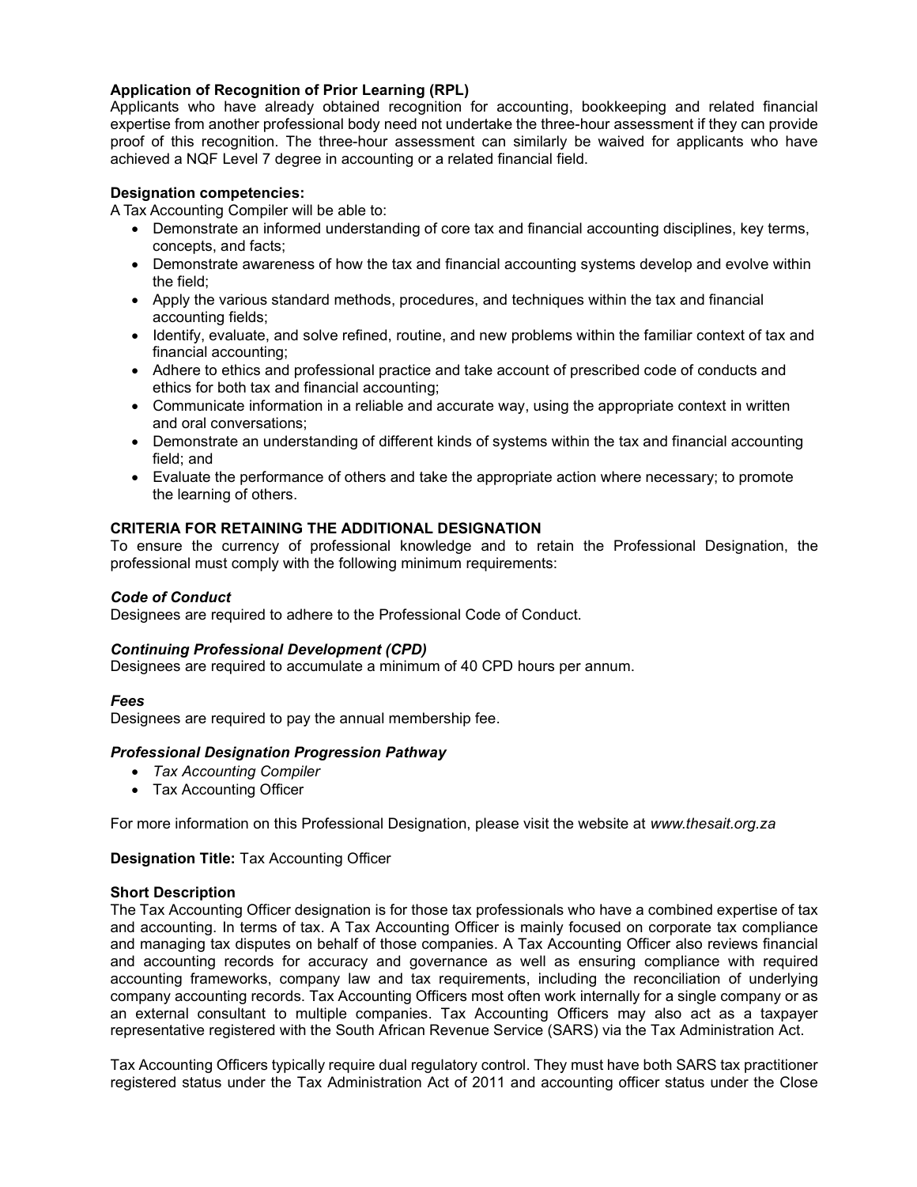**Application of Recognition of Prior Learning (RPL)**
Applicants who have already obtained recognition for accounting, bookkeeping and related financial expertise from another professional body need not undertake the three-hour assessment if they can provide proof of this recognition. The three-hour assessment can similarly be waived for applicants who have achieved a NQF Level 7 degree in accounting or a related financial field.

**Designation competencies:**
A Tax Accounting Compiler will be able to:

- Demonstrate an informed understanding of core tax and financial accounting disciplines, key terms, concepts, and facts;
- Demonstrate awareness of how the tax and financial accounting systems develop and evolve within the field;
- Apply the various standard methods, procedures, and techniques within the tax and financial accounting fields;
- Identify, evaluate, and solve refined, routine, and new problems within the familiar context of tax and financial accounting;
- Adhere to ethics and professional practice and take account of prescribed code of conducts and ethics for both tax and financial accounting;
- Communicate information in a reliable and accurate way, using the appropriate context in written and oral conversations;
- Demonstrate an understanding of different kinds of systems within the tax and financial accounting field; and
- Evaluate the performance of others and take the appropriate action where necessary; to promote the learning of others.

**CRITERIA FOR RETAINING THE ADDITIONAL DESIGNATION**
To ensure the currency of professional knowledge and to retain the Professional Designation, the professional must comply with the following minimum requirements:

***Code of Conduct***
Designees are required to adhere to the Professional Code of Conduct.

***Continuing Professional Development (CPD)***
Designees are required to accumulate a minimum of 40 CPD hours per annum.

***Fees***
Designees are required to pay the annual membership fee.

***Professional Designation Progression Pathway***

- *Tax Accounting Compiler*
- Tax Accounting Officer

For more information on this Professional Designation, please visit the website at *www.thesait.org.za*

**Designation Title:** Tax Accounting Officer

**Short Description**
The Tax Accounting Officer designation is for those tax professionals who have a combined expertise of tax and accounting. In terms of tax. A Tax Accounting Officer is mainly focused on corporate tax compliance and managing tax disputes on behalf of those companies. A Tax Accounting Officer also reviews financial and accounting records for accuracy and governance as well as ensuring compliance with required accounting frameworks, company law and tax requirements, including the reconciliation of underlying company accounting records. Tax Accounting Officers most often work internally for a single company or as an external consultant to multiple companies. Tax Accounting Officers may also act as a taxpayer representative registered with the South African Revenue Service (SARS) via the Tax Administration Act.

Tax Accounting Officers typically require dual regulatory control. They must have both SARS tax practitioner registered status under the Tax Administration Act of 2011 and accounting officer status under the Close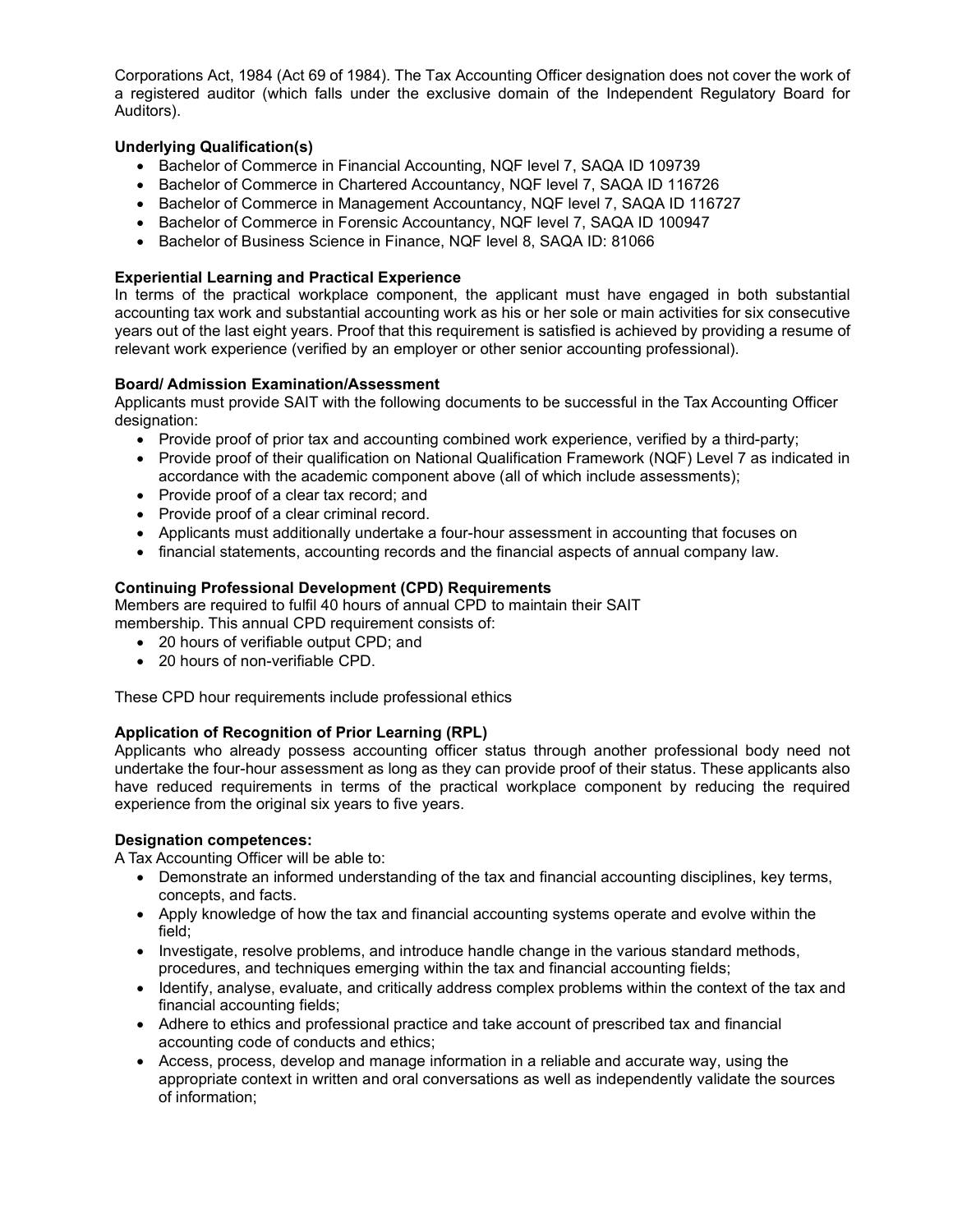Corporations Act, 1984 (Act 69 of 1984). The Tax Accounting Officer designation does not cover the work of a registered auditor (which falls under the exclusive domain of the Independent Regulatory Board for Auditors).

**Underlying Qualification(s)**

- Bachelor of Commerce in Financial Accounting, NQF level 7, SAQA ID 109739
- Bachelor of Commerce in Chartered Accountancy, NQF level 7, SAQA ID 116726
- Bachelor of Commerce in Management Accountancy, NQF level 7, SAQA ID 116727
- Bachelor of Commerce in Forensic Accountancy, NQF level 7, SAQA ID 100947
- Bachelor of Business Science in Finance, NQF level 8, SAQA ID: 81066

**Experiential Learning and Practical Experience**

In terms of the practical workplace component, the applicant must have engaged in both substantial accounting tax work and substantial accounting work as his or her sole or main activities for six consecutive years out of the last eight years. Proof that this requirement is satisfied is achieved by providing a resume of relevant work experience (verified by an employer or other senior accounting professional).

**Board/ Admission Examination/Assessment**

Applicants must provide SAIT with the following documents to be successful in the Tax Accounting Officer designation:

- Provide proof of prior tax and accounting combined work experience, verified by a third-party;
- Provide proof of their qualification on National Qualification Framework (NQF) Level 7 as indicated in accordance with the academic component above (all of which include assessments);
- Provide proof of a clear tax record; and
- Provide proof of a clear criminal record.
- Applicants must additionally undertake a four-hour assessment in accounting that focuses on
- financial statements, accounting records and the financial aspects of annual company law.

**Continuing Professional Development (CPD) Requirements**

Members are required to fulfil 40 hours of annual CPD to maintain their SAIT membership. This annual CPD requirement consists of:

- 20 hours of verifiable output CPD; and
- 20 hours of non-verifiable CPD.

These CPD hour requirements include professional ethics

**Application of Recognition of Prior Learning (RPL)**

Applicants who already possess accounting officer status through another professional body need not undertake the four-hour assessment as long as they can provide proof of their status. These applicants also have reduced requirements in terms of the practical workplace component by reducing the required experience from the original six years to five years.

**Designation competences:**

A Tax Accounting Officer will be able to:

- Demonstrate an informed understanding of the tax and financial accounting disciplines, key terms, concepts, and facts.
- Apply knowledge of how the tax and financial accounting systems operate and evolve within the field;
- Investigate, resolve problems, and introduce handle change in the various standard methods, procedures, and techniques emerging within the tax and financial accounting fields;
- Identify, analyse, evaluate, and critically address complex problems within the context of the tax and financial accounting fields;
- Adhere to ethics and professional practice and take account of prescribed tax and financial accounting code of conducts and ethics;
- Access, process, develop and manage information in a reliable and accurate way, using the appropriate context in written and oral conversations as well as independently validate the sources of information;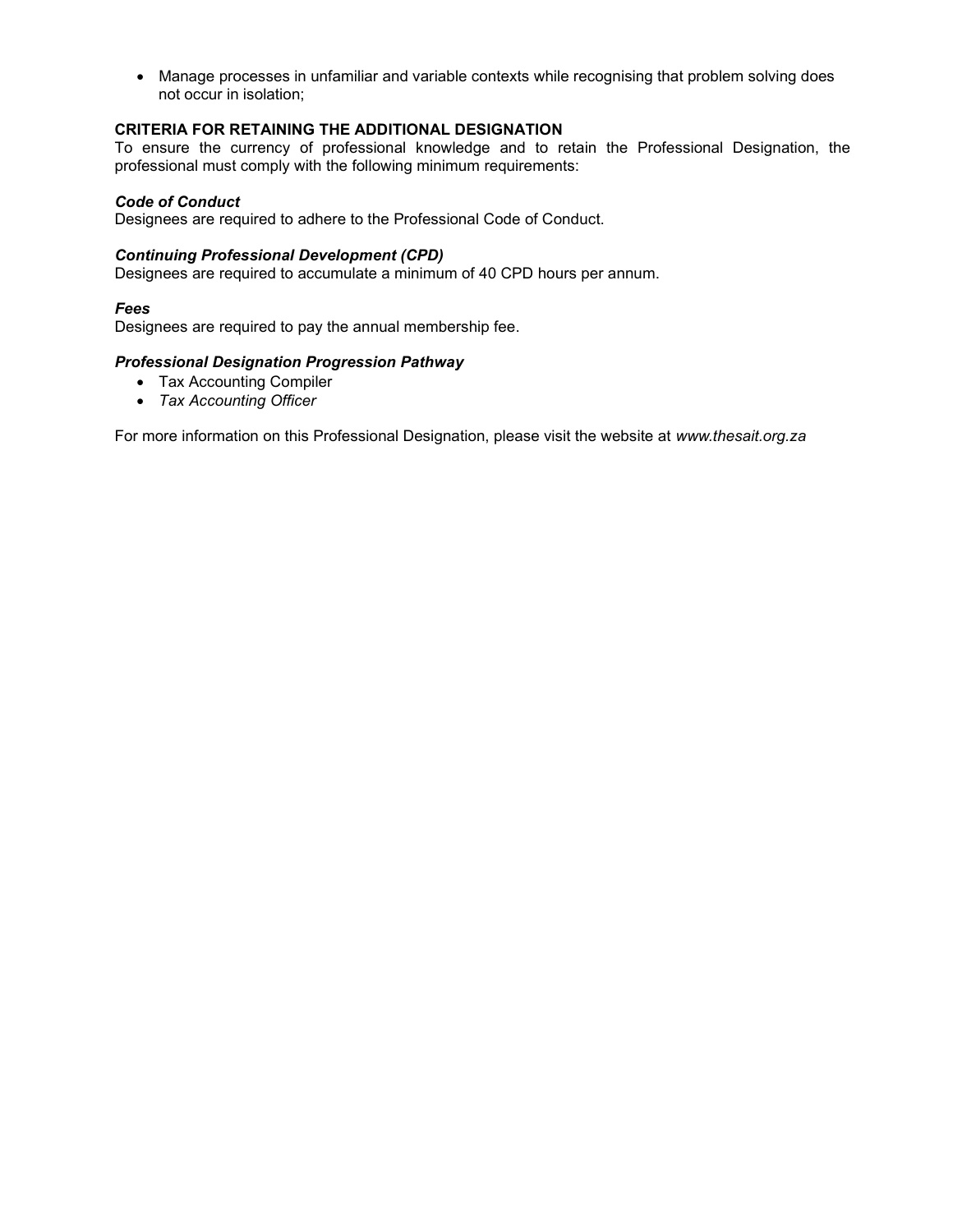- Manage processes in unfamiliar and variable contexts while recognising that problem solving does not occur in isolation;

**CRITERIA FOR RETAINING THE ADDITIONAL DESIGNATION**

To ensure the currency of professional knowledge and to retain the Professional Designation, the professional must comply with the following minimum requirements:

***Code of Conduct***

Designees are required to adhere to the Professional Code of Conduct.

***Continuing Professional Development (CPD)***

Designees are required to accumulate a minimum of 40 CPD hours per annum.

***Fees***

Designees are required to pay the annual membership fee.

***Professional Designation Progression Pathway***

- Tax Accounting Compiler
- *Tax Accounting Officer*

For more information on this Professional Designation, please visit the website at *www.thesait.org.za*